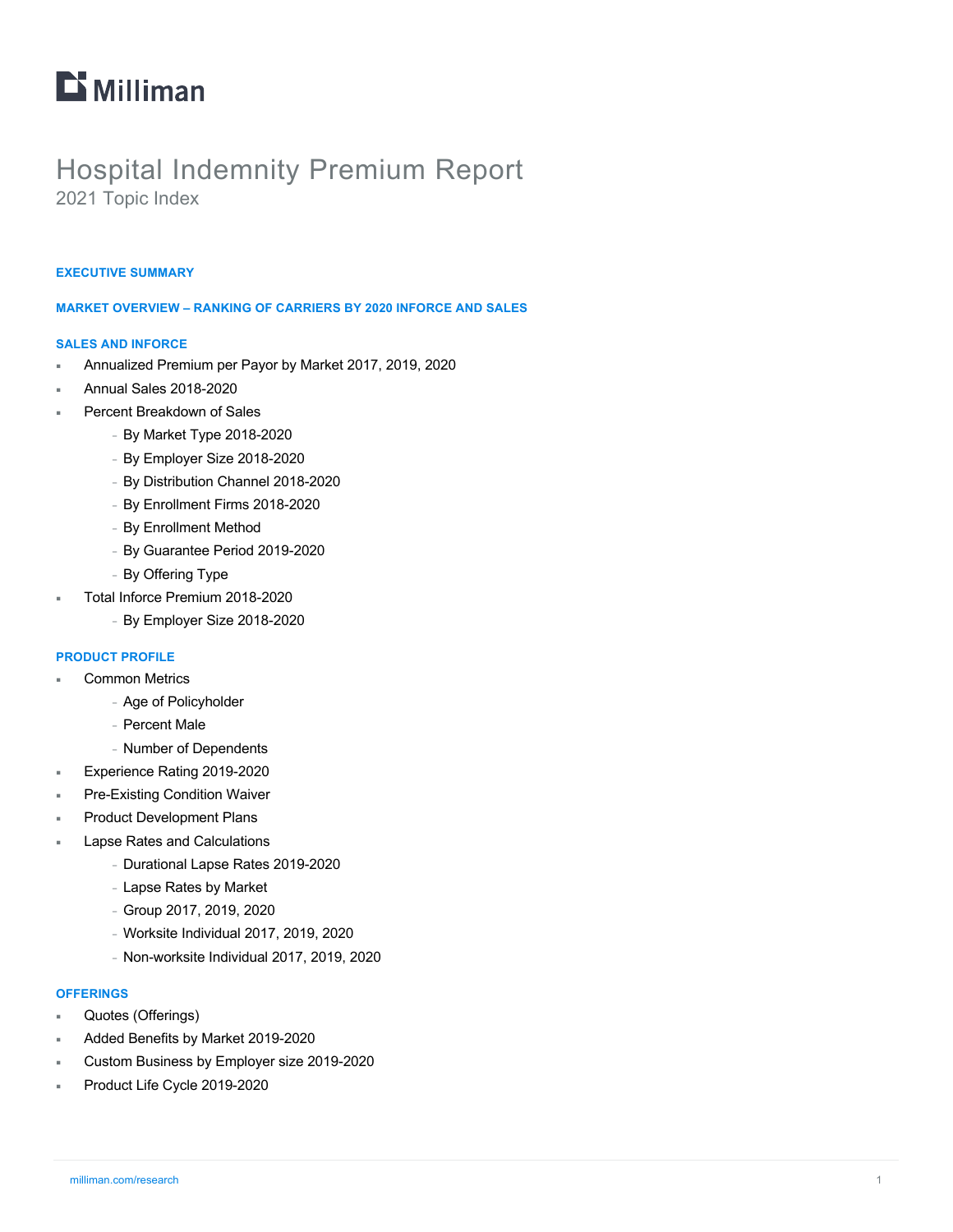Milliman

# Hospital Indemnity Premium Report

2021 Topic Index

## EXECUTIVE SUMMARY

## MARKET OVERVIEW – RANKING OF CARRIERS BY 2020 INFORCE AND SALES

## SALES AND INFORCE

- Annualized Premium per Payor by Market 2017, 2019, 2020
- Annual Sales 2018-2020
- Percent Breakdown of Sales
  - By Market Type 2018-2020
  - By Employer Size 2018-2020
  - By Distribution Channel 2018-2020
  - By Enrollment Firms 2018-2020
  - By Enrollment Method
  - By Guarantee Period 2019-2020
  - By Offering Type
- Total Inforce Premium 2018-2020
  - By Employer Size 2018-2020

## PRODUCT PROFILE

- Common Metrics
  - Age of Policyholder
  - Percent Male
  - Number of Dependents
- Experience Rating 2019-2020
- Pre-Existing Condition Waiver
- Product Development Plans
- Lapse Rates and Calculations
  - Durational Lapse Rates 2019-2020
  - Lapse Rates by Market
  - Group 2017, 2019, 2020
  - Worksite Individual 2017, 2019, 2020
  - Non-worksite Individual 2017, 2019, 2020

## OFFERINGS

- Quotes (Offerings)
- Added Benefits by Market 2019-2020
- Custom Business by Employer size 2019-2020
- Product Life Cycle 2019-2020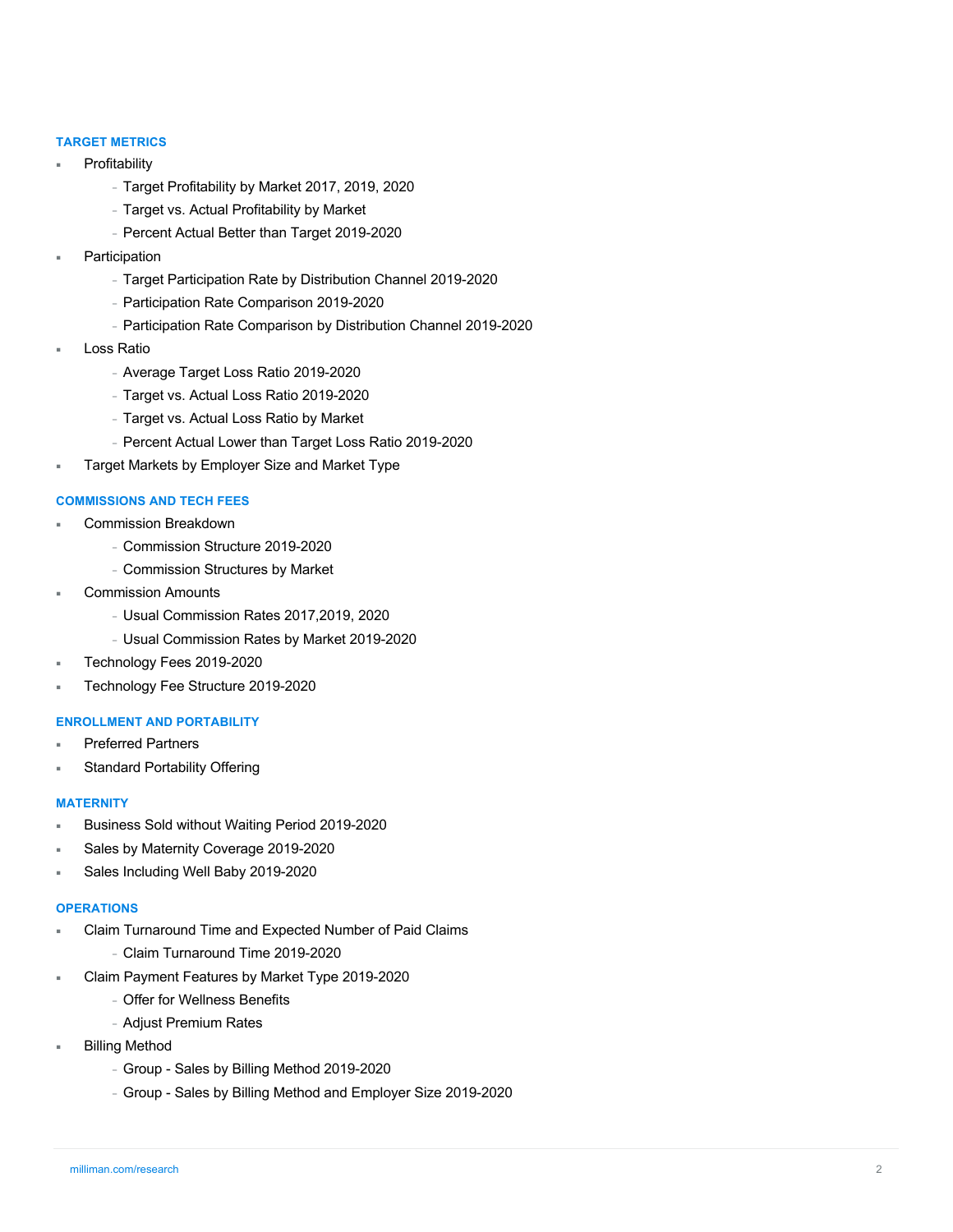### TARGET METRICS

- Profitability
  - Target Profitability by Market 2017, 2019, 2020
  - Target vs. Actual Profitability by Market
  - Percent Actual Better than Target 2019-2020
- Participation
  - Target Participation Rate by Distribution Channel 2019-2020
  - Participation Rate Comparison 2019-2020
  - Participation Rate Comparison by Distribution Channel 2019-2020
- Loss Ratio
  - Average Target Loss Ratio 2019-2020
  - Target vs. Actual Loss Ratio 2019-2020
  - Target vs. Actual Loss Ratio by Market
  - Percent Actual Lower than Target Loss Ratio 2019-2020
- Target Markets by Employer Size and Market Type

### COMMISSIONS AND TECH FEES

- Commission Breakdown
  - Commission Structure 2019-2020
  - Commission Structures by Market
- Commission Amounts
  - Usual Commission Rates 2017,2019, 2020
  - Usual Commission Rates by Market 2019-2020
- Technology Fees 2019-2020
- Technology Fee Structure 2019-2020

### ENROLLMENT AND PORTABILITY

- Preferred Partners
- Standard Portability Offering

### MATERNITY

- Business Sold without Waiting Period 2019-2020
- Sales by Maternity Coverage 2019-2020
- Sales Including Well Baby 2019-2020

### OPERATIONS

- Claim Turnaround Time and Expected Number of Paid Claims
  - Claim Turnaround Time 2019-2020
- Claim Payment Features by Market Type 2019-2020
  - Offer for Wellness Benefits
  - Adjust Premium Rates
- Billing Method
  - Group - Sales by Billing Method 2019-2020
  - Group - Sales by Billing Method and Employer Size 2019-2020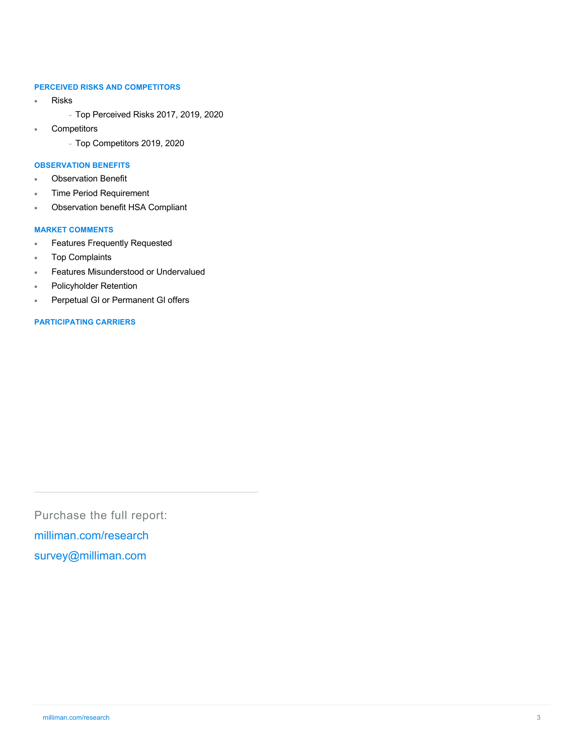## PERCEIVED RISKS AND COMPETITORS

- Risks
  - Top Perceived Risks 2017, 2019, 2020
- Competitors
  - Top Competitors 2019, 2020

## OBSERVATION BENEFITS

- Observation Benefit
- Time Period Requirement
- Observation benefit HSA Compliant

## MARKET COMMENTS

- Features Frequently Requested
- Top Complaints
- Features Misunderstood or Undervalued
- Policyholder Retention
- Perpetual GI or Permanent GI offers

## PARTICIPATING CARRIERS

---

Purchase the full report:

milliman.com/research

survey@milliman.com